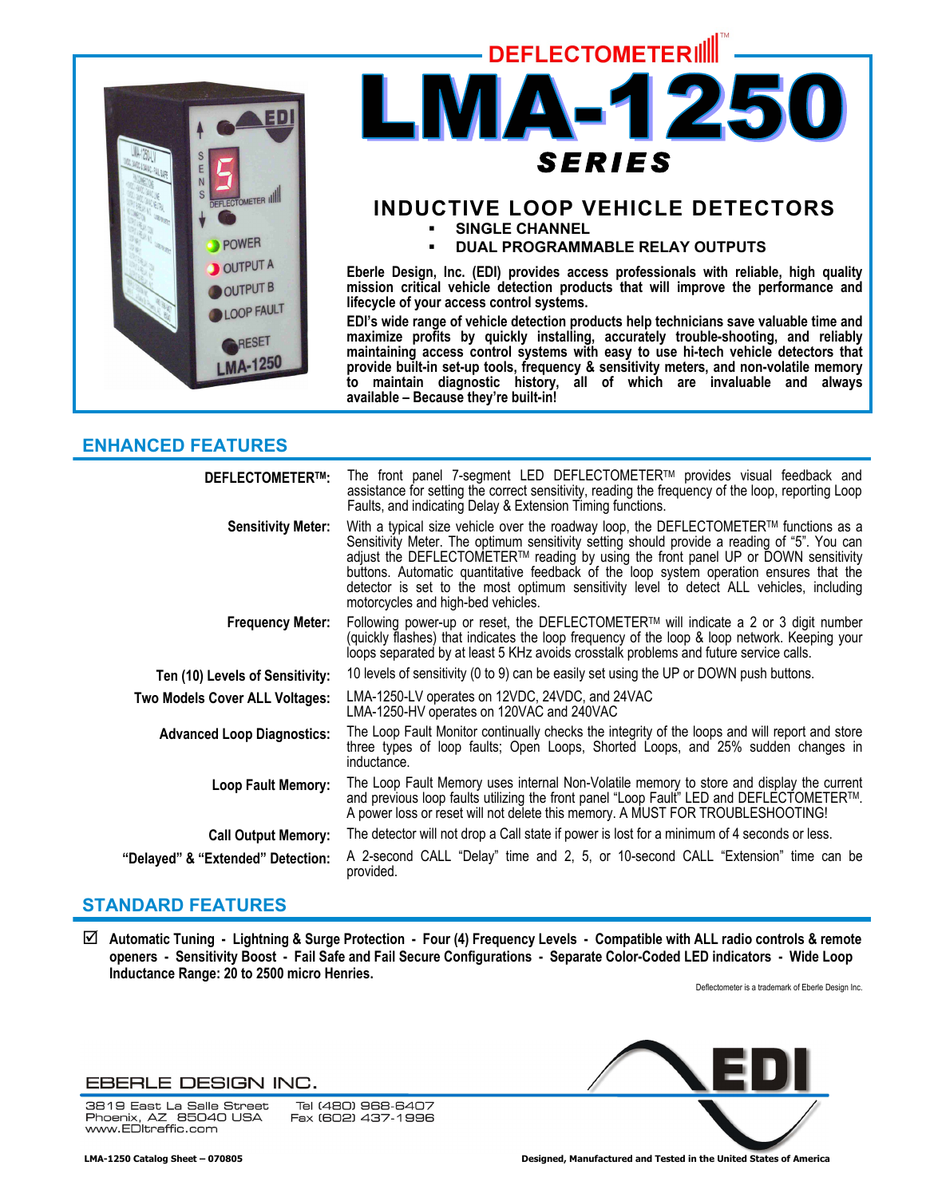DEFLECTOMETER™

# LMA-1250 SERIES

## INDUCTIVE LOOP VEHICLE DETECTORS

- SINGLE CHANNEL
- DUAL PROGRAMMABLE RELAY OUTPUTS

**Eberle Design, Inc. (EDI) provides access professionals with reliable, high quality mission critical vehicle detection products that will improve the performance and lifecycle of your access control systems.**

**EDI's wide range of vehicle detection products help technicians save valuable time and maximize profits by quickly installing, accurately trouble-shooting, and reliably maintaining access control systems with easy to use hi-tech vehicle detectors that provide built-in set-up tools, frequency & sensitivity meters, and non-volatile memory to maintain diagnostic history, all of which are invaluable and always available – Because they're built-in!**

## ENHANCED FEATURES

| | |
|---|---|
| **DEFLECTOMETER™:** | The front panel 7-segment LED DEFLECTOMETER™ provides visual feedback and assistance for setting the correct sensitivity, reading the frequency of the loop, reporting Loop Faults, and indicating Delay & Extension Timing functions. |
| **Sensitivity Meter:** | With a typical size vehicle over the roadway loop, the DEFLECTOMETER™ functions as a Sensitivity Meter. The optimum sensitivity setting should provide a reading of "5". You can adjust the DEFLECTOMETER™ reading by using the front panel UP or DOWN sensitivity buttons. Automatic quantitative feedback of the loop system operation ensures that the detector is set to the most optimum sensitivity level to detect ALL vehicles, including motorcycles and high-bed vehicles. |
| **Frequency Meter:** | Following power-up or reset, the DEFLECTOMETER™ will indicate a 2 or 3 digit number (quickly flashes) that indicates the loop frequency of the loop & loop network. Keeping your loops separated by at least 5 KHz avoids crosstalk problems and future service calls. |
| **Ten (10) Levels of Sensitivity:** | 10 levels of sensitivity (0 to 9) can be easily set using the UP or DOWN push buttons. |
| **Two Models Cover ALL Voltages:** | LMA-1250-LV operates on 12VDC, 24VDC, and 24VAC<br>LMA-1250-HV operates on 120VAC and 240VAC |
| **Advanced Loop Diagnostics:** | The Loop Fault Monitor continually checks the integrity of the loops and will report and store three types of loop faults; Open Loops, Shorted Loops, and 25% sudden changes in inductance. |
| **Loop Fault Memory:** | The Loop Fault Memory uses internal Non-Volatile memory to store and display the current and previous loop faults utilizing the front panel "Loop Fault" LED and DEFLECTOMETER™. A power loss or reset will not delete this memory. A MUST FOR TROUBLESHOOTING! |
| **Call Output Memory:** | The detector will not drop a Call state if power is lost for a minimum of 4 seconds or less. |
| **"Delayed" & "Extended" Detection:** | A 2-second CALL "Delay" time and 2, 5, or 10-second CALL "Extension" time can be provided. |

## STANDARD FEATURES

☑ **Automatic Tuning - Lightning & Surge Protection - Four (4) Frequency Levels - Compatible with ALL radio controls & remote openers - Sensitivity Boost - Fail Safe and Fail Secure Configurations - Separate Color-Coded LED indicators - Wide Loop Inductance Range: 20 to 2500 micro Henries.**

Deflectometer is a trademark of Eberle Design Inc.

EBERLE DESIGN INC.

3819 East La Salle Street
Phoenix, AZ 85040 USA
www.EDItraffic.com

Tel (480) 968-6407
Fax (602) 437-1996

**LMA-1250 Catalog Sheet – 070805**

**Designed, Manufactured and Tested in the United States of America**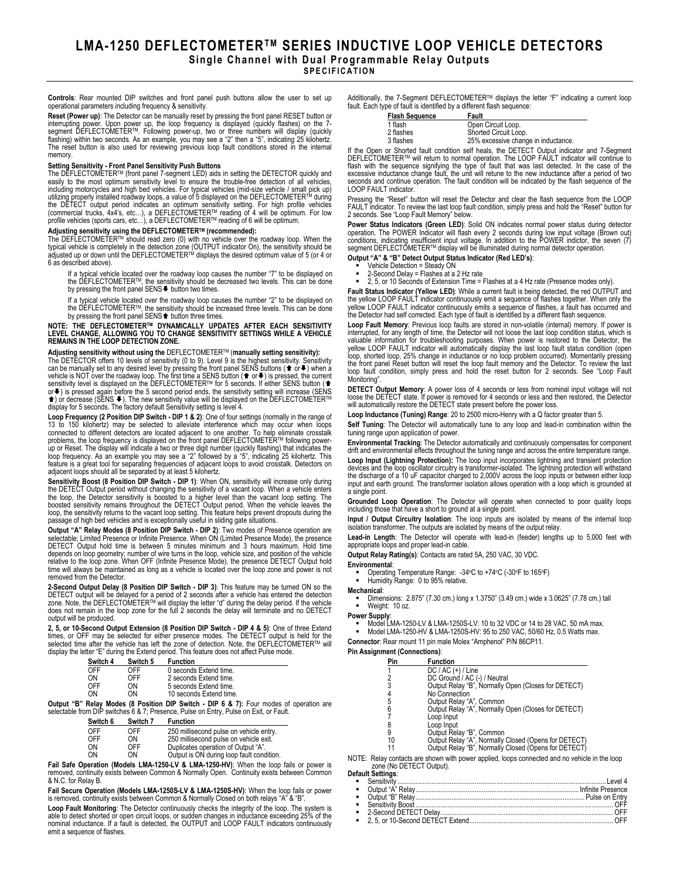# LMA-1250 DEFLECTOMETER™ SERIES INDUCTIVE LOOP VEHICLE DETECTORS

## Single Channel with Dual Programmable Relay Outputs

### SPECIFICATION

**Controls**: Rear mounted DIP switches and front panel push buttons allow the user to set up operational parameters including frequency & sensitivity.

**Reset (Power up)**: The Detector can be manually reset by pressing the front panel RESET button or interrupting power. Upon power up, the loop frequency is displayed (quickly flashes) on the 7-segment DEFLECTOMETER™. Following power-up, two or three numbers will display (quickly flashing) within two seconds. As an example, you may see a "2" then a "5", indicating 25 kilohertz. The reset button is also used for reviewing previous loop fault conditions stored in the internal memory.

**Setting Sensitivity - Front Panel Sensitivity Push Buttons**
The DEFLECTOMETER™ (front panel 7-segment LED) aids in setting the DETECTOR quickly and easily to the most optimum sensitivity level to ensure the trouble-free detection of all vehicles, including motorcycles and high bed vehicles. For typical vehicles (mid-size vehicle / small pick up) utilizing properly installed roadway loops, a value of 5 displayed on the DEFLECTOMETER™ during the DETECT output period indicates an optimum sensitivity setting. For high profile vehicles (commercial trucks, 4x4's, etc…), a DEFLECTOMETER™ reading of 4 will be optimum. For low profile vehicles (sports cars, etc…), a DEFLECTOMETER™ reading of 6 will be optimum.

**Adjusting sensitivity using the DEFLECTOMETER™ (recommended):**
The DEFLECTOMETER™ should read zero (0) with no vehicle over the roadway loop. When the typical vehicle is completely in the detection zone (OUTPUT indicator On), the sensitivity should be adjusted up or down until the DEFLECTOMETER™ displays the desired optimum value of 5 (or 4 or 6 as described above).

> If a typical vehicle located over the roadway loop causes the number "7" to be displayed on the DEFLECTOMETER™, the sensitivity should be decreased two levels. This can be done by pressing the front panel SENS⬇ button two times.

> If a typical vehicle located over the roadway loop causes the number "2" to be displayed on the DEFLECTOMETER™, the sensitivity should be increased three levels. This can be done by pressing the front panel SENS⬆ button three times.

**NOTE: THE DEFLECTOMETER™ DYNAMICALLY UPDATES AFTER EACH SENSITIVITY LEVEL CHANGE, ALLOWING YOU TO CHANGE SENSITIVITY SETTINGS WHILE A VEHICLE REMAINS IN THE LOOP DETECTION ZONE.**

**Adjusting sensitivity without using the** DEFLECTOMETER™ (**manually setting sensitivity):**
The DETECTOR offers 10 levels of sensitivity (0 to 9). Level 9 is the highest sensitivity. Sensitivity can be manually set to any desired level by pressing the front panel SENS buttons (⬆ or⬇) when a vehicle is NOT over the roadway loop. The first time a SENS button (⬆ or⬇) is pressed, the current sensitivity level is displayed on the DEFLECTOMETER™ for 5 seconds. If either SENS button (⬆ or⬇) is pressed again before the 5 second period ends, the sensitivity setting will increase (SENS ⬆) or decrease (SENS ⬇). The new sensitivity value will be displayed on the DEFLECTOMETER™ display for 5 seconds. The factory default Sensitivity setting is level 4.

**Loop Frequency (2 Position DIP Switch - DIP 1 & 2)**: One of four settings (normally in the range of 13 to 150 kilohertz) may be selected to alleviate interference which may occur when loops connected to different detectors are located adjacent to one another. To help eliminate crosstalk problems, the loop frequency is displayed on the front panel DEFLECTOMETER™ following power-up or Reset. The display will indicate a two or three digit number (quickly flashing) that indicates the loop frequency. As an example you may see a "2" followed by a "5", indicating 25 kilohertz. This feature is a great tool for separating frequencies of adjacent loops to avoid crosstalk. Detectors on adjacent loops should all be separated by at least 5 kilohertz.

**Sensitivity Boost (8 Position DIP Switch - DIP 1)**: When ON, sensitivity will increase only during the DETECT Output period without changing the sensitivity of a vacant loop. When a vehicle enters the loop, the Detector sensitivity is boosted to a higher level than the vacant loop setting. The boosted sensitivity remains throughout the DETECT Output period. When the vehicle leaves the loop, the sensitivity returns to the vacant loop setting. This feature helps prevent dropouts during the passage of high bed vehicles and is exceptionally useful in sliding gate situations.

**Output "A" Relay Modes (8 Position DIP Switch - DIP 2)**: Two modes of Presence operation are selectable; Limited Presence or Infinite Presence. When ON (Limited Presence Mode), the presence DETECT Output hold time is between 5 minutes minimum and 3 hours maximum. Hold time depends on loop geometry; number of wire turns in the loop, vehicle size, and position of the vehicle relative to the loop zone. When OFF (Infinite Presence Mode), the presence DETECT Output hold time will always be maintained as long as a vehicle is located over the loop zone and power is not removed from the Detector.

**2-Second Output Delay (8 Position DIP Switch - DIP 3)**: This feature may be turned ON so the DETECT output will be delayed for a period of 2 seconds after a vehicle has entered the detection zone. Note, the DEFLECTOMETER™ will display the letter "d" during the delay period. If the vehicle does not remain in the loop zone for the full 2 seconds the delay will terminate and no DETECT output will be produced.

**2, 5, or 10-Second Output Extension (8 Position DIP Switch - DIP 4 & 5)**: One of three Extend times, or OFF may be selected for either presence modes. The DETECT output is held for the selected time after the vehicle has left the zone of detection. Note, the DEFLECTOMETER™ will display the letter "E" during the Extend period. This feature does not affect Pulse mode.

| Switch 4 | Switch 5 | Function |
|---|---|---|
| OFF | OFF | 0 seconds Extend time. |
| ON | OFF | 2 seconds Extend time. |
| OFF | ON | 5 seconds Extend time. |
| ON | ON | 10 seconds Extend time. |

**Output "B" Relay Modes (8 Position DIP Switch - DIP 6 & 7)**: Four modes of operation are selectable from DIP switches 6 & 7; Presence, Pulse on Entry, Pulse on Exit, or Fault.

| Switch 6 | Switch 7 | Function |
|---|---|---|
| OFF | OFF | 250 millisecond pulse on vehicle entry. |
| OFF | ON | 250 millisecond pulse on vehicle exit. |
| ON | OFF | Duplicates operation of Output "A". |
| ON | ON | Output is ON during loop fault condition. |

**Fail Safe Operation (Models LMA-1250-LV & LMA-1250-HV)**: When the loop fails or power is removed, continuity exists between Common & Normally Open. Continuity exists between Common & N.C. for Relay B.

**Fail Secure Operation (Models LMA-1250S-LV & LMA-1250S-HV)**: When the loop fails or power is removed, continuity exists between Common & Normally Closed on both relays "A" & "B".

**Loop Fault Monitoring**: The Detector continuously checks the integrity of the loop. The system is able to detect shorted or open circuit loops, or sudden changes in inductance exceeding 25% of the nominal inductance. If a fault is detected, the OUTPUT and LOOP FAULT indicators continuously emit a sequence of flashes.

Additionally, the 7-Segment DEFLECTOMETER™ displays the letter "F" indicating a current loop fault. Each type of fault is identified by a different flash sequence:

| Flash Sequence | Fault |
|---|---|
| 1 flash | Open Circuit Loop. |
| 2 flashes | Shorted Circuit Loop. |
| 3 flashes | 25% excessive change in inductance. |

If the Open or Shorted fault condition self heals, the DETECT Output indicator and 7-Segment DEFLECTOMETER™ will return to normal operation. The LOOP FAULT indicator will continue to flash with the sequence signifying the type of fault that was last detected. In the case of the excessive inductance change fault, the unit will retune to the new inductance after a period of two seconds and continue operation. The fault condition will be indicated by the flash sequence of the LOOP FAULT indicator.

Pressing the "Reset" button will reset the Detector and clear the flash sequence from the LOOP FAULT indicator. To review the last loop fault condition, simply press and hold the "Reset" button for 2 seconds. See "Loop Fault Memory" below.

**Power Status Indicators (Green LED)**: Solid ON indicates normal power status during detector operation. The POWER Indicator will flash every 2 seconds during low input voltage (Brown out) conditions, indicating insufficient input voltage. In addition to the POWER indictor, the seven (7) segment DEFLECTOMETER™ display will be illuminated during normal detector operation.

**Output "A" & "B" Detect Output Status Indicator (Red LED's)**:

- Vehicle Detection = Steady ON
- 2-Second Delay = Flashes at a 2 Hz rate
- 2, 5, or 10 Seconds of Extension Time = Flashes at a 4 Hz rate (Presence modes only).

**Fault Status Indicator (Yellow LED)**: While a current fault is being detected, the red OUTPUT and the yellow LOOP FAULT indicator continuously emit a sequence of flashes together. When only the yellow LOOP FAULT indicator continuously emits a sequence of flashes, a fault has occurred and the Detector had self corrected. Each type of fault is identified by a different flash sequence.

**Loop Fault Memory**: Previous loop faults are stored in non-volatile (internal) memory. If power is interrupted, for any length of time, the Detector will not loose the last loop condition status, which is valuable information for troubleshooting purposes. When power is restored to the Detector, the yellow LOOP FAULT indicator will automatically display the last loop fault status condition (open loop, shorted loop, 25% change in inductance or no loop problem occurred). Momentarily pressing the front panel Reset button will reset the loop fault memory and the Detector. To review the last loop fault condition, simply press and hold the reset button for 2 seconds. See "Loop Fault Monitoring".

**DETECT Output Memory**: A power loss of 4 seconds or less from nominal input voltage will not loose the DETECT state. If power is removed for 4 seconds or less and then restored, the Detector will automatically restore the DETECT state present before the power loss.

**Loop Inductance (Tuning) Range**: 20 to 2500 micro-Henry with a Q factor greater than 5.

**Self Tuning**: The Detector will automatically tune to any loop and lead-in combination within the tuning range upon application of power.

**Environmental Tracking**: The Detector automatically and continuously compensates for component drift and environmental effects throughout the tuning range and across the entire temperature range.

**Loop Input (Lightning Protection):** The loop input incorporates lightning and transient protection devices and the loop oscillator circuitry is transformer-isolated. The lightning protection will withstand the discharge of a 10 uF capacitor charged to 2,000V across the loop inputs or between either loop input and earth ground. The transformer isolation allows operation with a loop which is grounded at a single point.

**Grounded Loop Operation**: The Detector will operate when connected to poor quality loops including those that have a short to ground at a single point.

**Input / Output Circuitry Isolation**: The loop inputs are isolated by means of the internal loop isolation transformer. The outputs are isolated by means of the output relay.

**Lead-in Length**: The Detector will operate with lead-in (feeder) lengths up to 5,000 feet with appropriate loops and proper lead-in cable.

**Output Relay Rating(s)**: Contacts are rated 5A, 250 VAC, 30 VDC.

**Environmental**:

- Operating Temperature Range: -34°C to +74°C (-30°F to 165°F)
- Humidity Range: 0 to 95% relative.

**Mechanical**:

- Dimensions: 2.875" (7.30 cm.) long x 1.3750" (3.49 cm.) wide x 3.0625" (7.78 cm.) tall
- Weight: 10 oz.

**Power Supply**:

- Model LMA-1250-LV & LMA-1250S-LV: 10 to 32 VDC or 14 to 28 VAC, 50 mA max.
- Model LMA-1250-HV & LMA-1250S-HV: 95 to 250 VAC, 50/60 Hz, 0.5 Watts max.

**Connector**: Rear mount 11 pin male Molex "Amphenol" P/N 86CP11.

**Pin Assignment (Connections)**:

| Pin | Function |
|---|---|
| 1 | DC / AC (+) / Line |
| 2 | DC Ground / AC (-) / Neutral |
| 3 | Output Relay "B", Normally Open (Closes for DETECT) |
| 4 | No Connection |
| 5 | Output Relay "A", Common |
| 6 | Output Relay "A", Normally Open (Closes for DETECT) |
| 7 | Loop Input |
| 8 | Loop Input |
| 9 | Output Relay "B", Common |
| 10 | Output Relay "A", Normally Closed (Opens for DETECT) |
| 11 | Output Relay "B", Normally Closed (Opens for DETECT) |

NOTE: Relay contacts are shown with power applied, loops connected and no vehicle in the loop zone (No DETECT Output).

**Default Settings**:

- Sensitivity .................... Level 4
- Output "A" Relay .................... Infinite Presence
- Output "B" Relay .................... Pulse on Entry
- Sensitivity Boost .................... OFF
- 2-Second DETECT Delay .................... OFF
- 2, 5, or 10-Second DETECT Extend .................... OFF